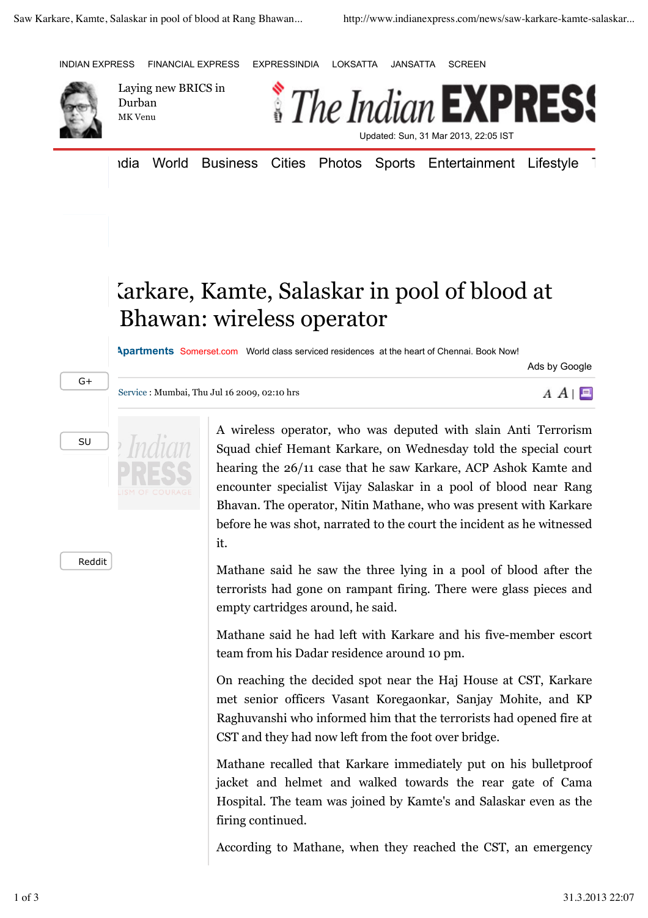INDIAN EXPRESS FINANCIAL EXPRESS EXPRESSINDIA LOKSATTA JANSATTA SCREEN

Laying new BRICS in Durban
MK Venu

The Indian EXPRESS

Updated: Sun, 31 Mar 2013, 22:05 IST

ndia World Business Cities Photos Sports Entertainment Lifestyle

# arkare, Kamte, Salaskar in pool of blood at Bhawan: wireless operator

Apartments Somerset.com World class serviced residences at the heart of Chennai. Book Now!

Ads by Google

Service : Mumbai, Thu Jul 16 2009, 02:10 hrs

A wireless operator, who was deputed with slain Anti Terrorism Squad chief Hemant Karkare, on Wednesday told the special court hearing the 26/11 case that he saw Karkare, ACP Ashok Kamte and encounter specialist Vijay Salaskar in a pool of blood near Rang Bhavan. The operator, Nitin Mathane, who was present with Karkare before he was shot, narrated to the court the incident as he witnessed it.

Mathane said he saw the three lying in a pool of blood after the terrorists had gone on rampant firing. There were glass pieces and empty cartridges around, he said.

Mathane said he had left with Karkare and his five-member escort team from his Dadar residence around 10 pm.

On reaching the decided spot near the Haj House at CST, Karkare met senior officers Vasant Koregaonkar, Sanjay Mohite, and KP Raghuvanshi who informed him that the terrorists had opened fire at CST and they had now left from the foot over bridge.

Mathane recalled that Karkare immediately put on his bulletproof jacket and helmet and walked towards the rear gate of Cama Hospital. The team was joined by Kamte's and Salaskar even as the firing continued.

According to Mathane, when they reached the CST, an emergency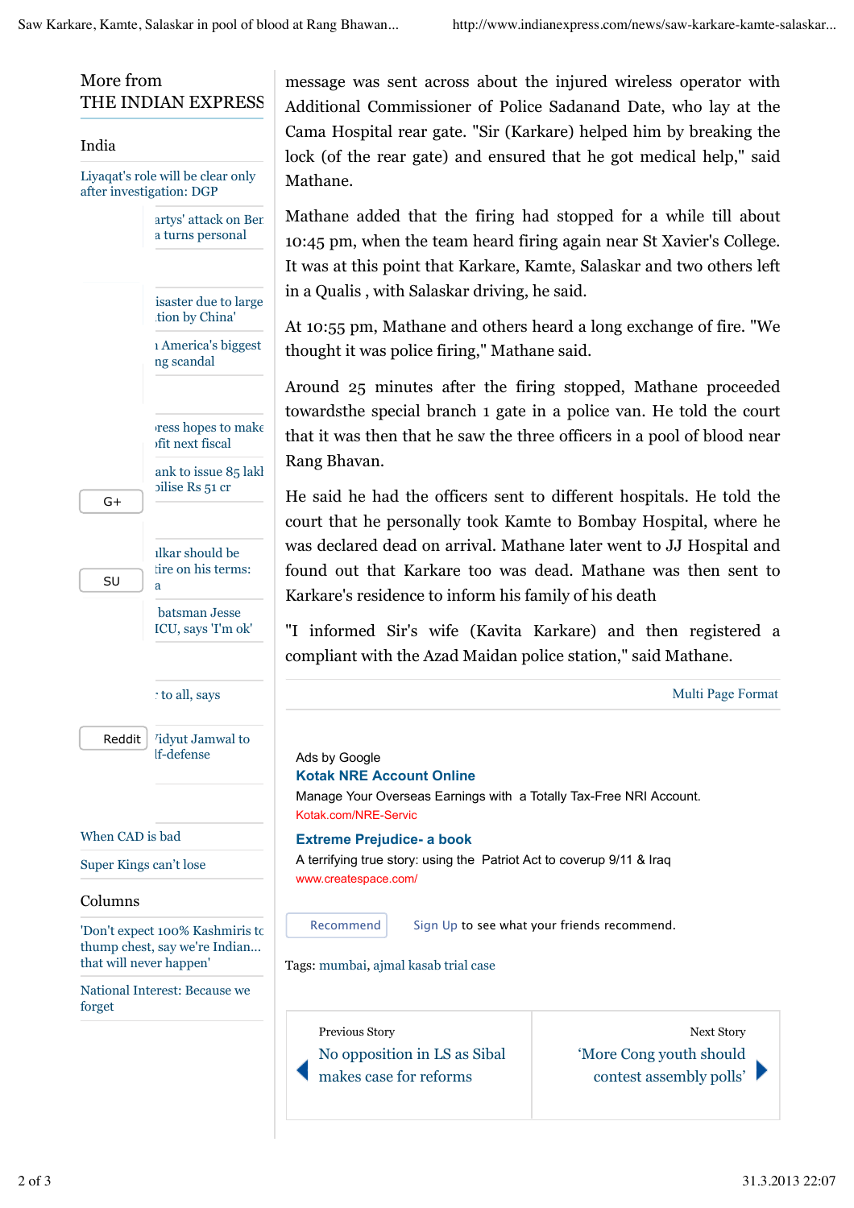message was sent across about the injured wireless operator with Additional Commissioner of Police Sadanand Date, who lay at the Cama Hospital rear gate. "Sir (Karkare) helped him by breaking the lock (of the rear gate) and ensured that he got medical help," said Mathane.

Mathane added that the firing had stopped for a while till about 10:45 pm, when the team heard firing again near St Xavier's College. It was at this point that Karkare, Kamte, Salaskar and two others left in a Qualis , with Salaskar driving, he said.

At 10:55 pm, Mathane and others heard a long exchange of fire. "We thought it was police firing," Mathane said.

Around 25 minutes after the firing stopped, Mathane proceeded towardsthe special branch 1 gate in a police van. He told the court that it was then that he saw the three officers in a pool of blood near Rang Bhavan.

He said he had the officers sent to different hospitals. He told the court that he personally took Kamte to Bombay Hospital, where he was declared dead on arrival. Mathane later went to JJ Hospital and found out that Karkare too was dead. Mathane was then sent to Karkare's residence to inform his family of his death

"I informed Sir's wife (Kavita Karkare) and then registered a compliant with the Azad Maidan police station," said Mathane.

Tags: mumbai, ajmal kasab trial case